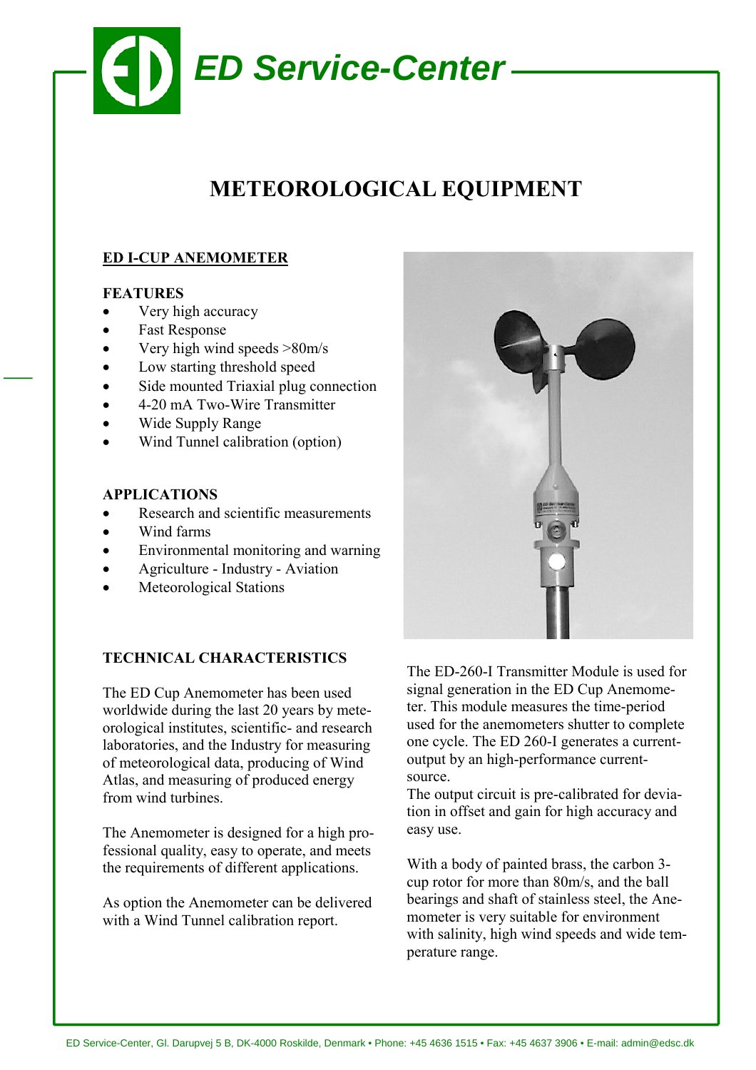# ED Service-Center

## METEOROLOGICAL EQUIPMENT

### ED I-CUP ANEMOMETER

**FEATURES**

- Very high accuracy
- Fast Response
- Very high wind speeds >80m/s
- Low starting threshold speed
- Side mounted Triaxial plug connection
- 4-20 mA Two-Wire Transmitter
- Wide Supply Range
- Wind Tunnel calibration (option)

**APPLICATIONS**

- Research and scientific measurements
- Wind farms
- Environmental monitoring and warning
- Agriculture - Industry - Aviation
- Meteorological Stations

**TECHNICAL CHARACTERISTICS**

The ED Cup Anemometer has been used worldwide during the last 20 years by meteorological institutes, scientific- and research laboratories, and the Industry for measuring of meteorological data, producing of Wind Atlas, and measuring of produced energy from wind turbines.

The Anemometer is designed for a high professional quality, easy to operate, and meets the requirements of different applications.

As option the Anemometer can be delivered with a Wind Tunnel calibration report.

The ED-260-I Transmitter Module is used for signal generation in the ED Cup Anemometer. This module measures the time-period used for the anemometers shutter to complete one cycle. The ED 260-I generates a current-output by an high-performance current-source.
The output circuit is pre-calibrated for deviation in offset and gain for high accuracy and easy use.

With a body of painted brass, the carbon 3-cup rotor for more than 80m/s, and the ball bearings and shaft of stainless steel, the Anemometer is very suitable for environment with salinity, high wind speeds and wide temperature range.

ED Service-Center, Gl. Darupvej 5 B, DK-4000 Roskilde, Denmark • Phone: +45 4636 1515 • Fax: +45 4637 3906 • E-mail: admin@edsc.dk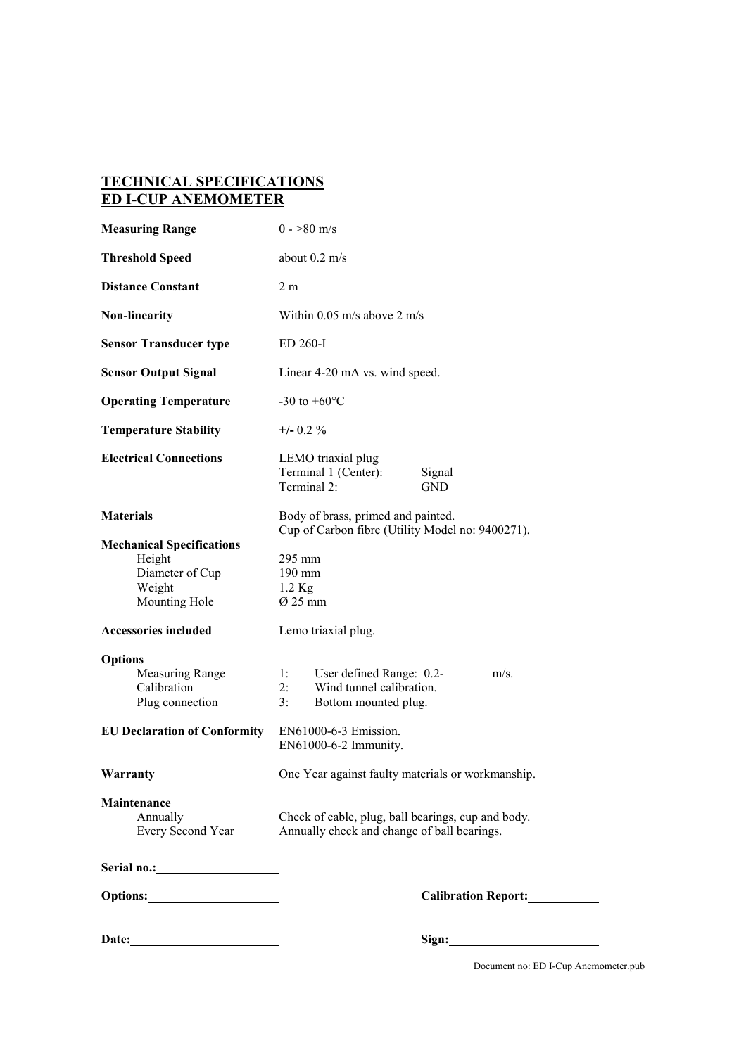## TECHNICAL SPECIFICATIONS
## ED I-CUP ANEMOMETER

| | |
|---|---|
| **Measuring Range** | 0 - >80 m/s |
| **Threshold Speed** | about 0.2 m/s |
| **Distance Constant** | 2 m |
| **Non-linearity** | Within 0.05 m/s above 2 m/s |
| **Sensor Transducer type** | ED 260-I |
| **Sensor Output Signal** | Linear 4-20 mA vs. wind speed. |
| **Operating Temperature** | -30 to +60°C |
| **Temperature Stability** | +/- 0.2 % |
| **Electrical Connections** | LEMO triaxial plug<br>Terminal 1 (Center): Signal<br>Terminal 2: GND |
| **Materials** | Body of brass, primed and painted.<br>Cup of Carbon fibre (Utility Model no: 9400271). |
| **Mechanical Specifications** | |
| Height | 295 mm |
| Diameter of Cup | 190 mm |
| Weight | 1.2 Kg |
| Mounting Hole | Ø 25 mm |
| **Accessories included** | Lemo triaxial plug. |
| **Options** | |
| Measuring Range | 1: User defined Range: 0.2-\_\_\_\_\_\_ m/s. |
| Calibration | 2: Wind tunnel calibration. |
| Plug connection | 3: Bottom mounted plug. |
| **EU Declaration of Conformity** | EN61000-6-3 Emission.<br>EN61000-6-2 Immunity. |
| **Warranty** | One Year against faulty materials or workmanship. |
| **Maintenance** | |
| Annually | Check of cable, plug, ball bearings, cup and body. |
| Every Second Year | Annually check and change of ball bearings. |

**Serial no.:** \_\_\_\_\_\_\_\_\_\_\_\_\_\_\_\_\_\_

**Options:** \_\_\_\_\_\_\_\_\_\_\_\_\_\_\_\_\_\_ **Calibration Report:** \_\_\_\_\_\_\_\_\_\_

**Date:** \_\_\_\_\_\_\_\_\_\_\_\_\_\_\_\_\_\_ **Sign:** \_\_\_\_\_\_\_\_\_\_\_\_\_\_\_\_\_\_

Document no: ED I-Cup Anemometer.pub